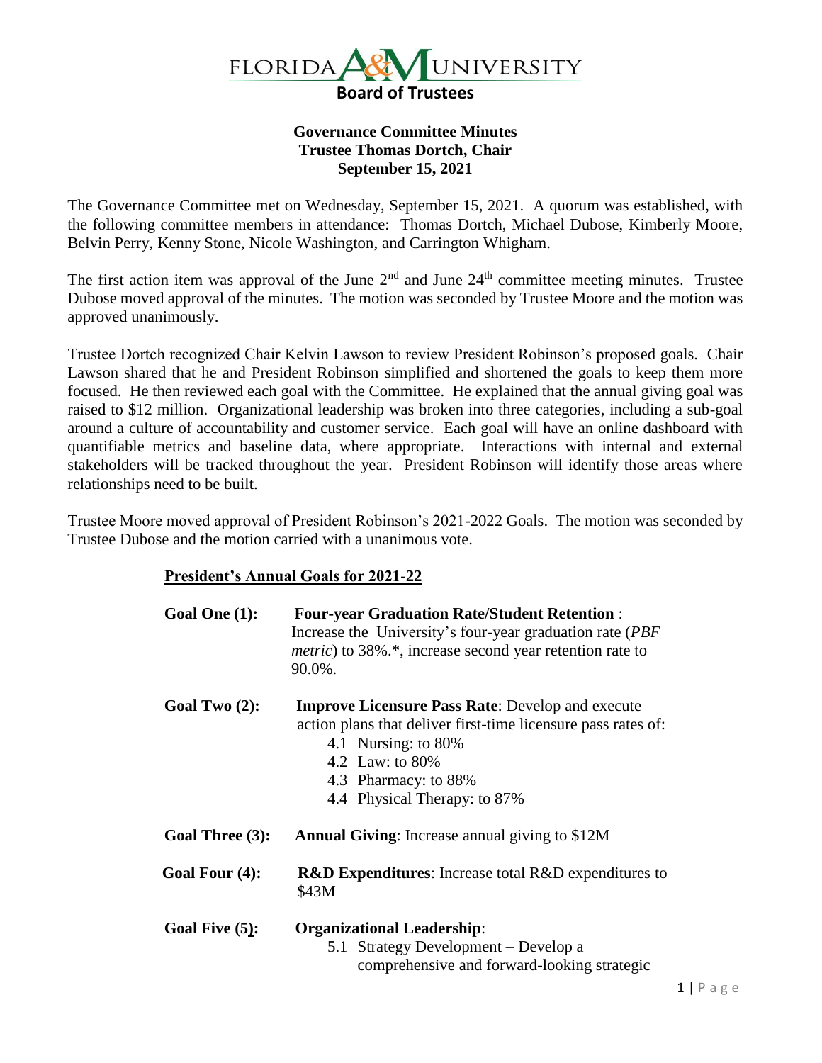FLORIDA A&M UNIVERSITY

**Board of Trustees**

**Governance Committee Minutes**
**Trustee Thomas Dortch, Chair**
**September 15, 2021**

The Governance Committee met on Wednesday, September 15, 2021. A quorum was established, with the following committee members in attendance: Thomas Dortch, Michael Dubose, Kimberly Moore, Belvin Perry, Kenny Stone, Nicole Washington, and Carrington Whigham.

The first action item was approval of the June 2nd and June 24th committee meeting minutes. Trustee Dubose moved approval of the minutes. The motion was seconded by Trustee Moore and the motion was approved unanimously.

Trustee Dortch recognized Chair Kelvin Lawson to review President Robinson's proposed goals. Chair Lawson shared that he and President Robinson simplified and shortened the goals to keep them more focused. He then reviewed each goal with the Committee. He explained that the annual giving goal was raised to $12 million. Organizational leadership was broken into three categories, including a sub-goal around a culture of accountability and customer service. Each goal will have an online dashboard with quantifiable metrics and baseline data, where appropriate. Interactions with internal and external stakeholders will be tracked throughout the year. President Robinson will identify those areas where relationships need to be built.

Trustee Moore moved approval of President Robinson's 2021-2022 Goals. The motion was seconded by Trustee Dubose and the motion carried with a unanimous vote.

**President's Annual Goals for 2021-22**

**Goal One (1):** **Four-year Graduation Rate/Student Retention** : Increase the University's four-year graduation rate (*PBF metric*) to 38%.*, increase second year retention rate to 90.0%.

**Goal Two (2):** **Improve Licensure Pass Rate**: Develop and execute action plans that deliver first-time licensure pass rates of:

- 4.1 Nursing: to 80%
- 4.2 Law: to 80%
- 4.3 Pharmacy: to 88%
- 4.4 Physical Therapy: to 87%

**Goal Three (3):** **Annual Giving**: Increase annual giving to $12M

**Goal Four (4):** **R&D Expenditures**: Increase total R&D expenditures to $43M

**Goal Five (5):** **Organizational Leadership**:

- 5.1 Strategy Development – Develop a comprehensive and forward-looking strategic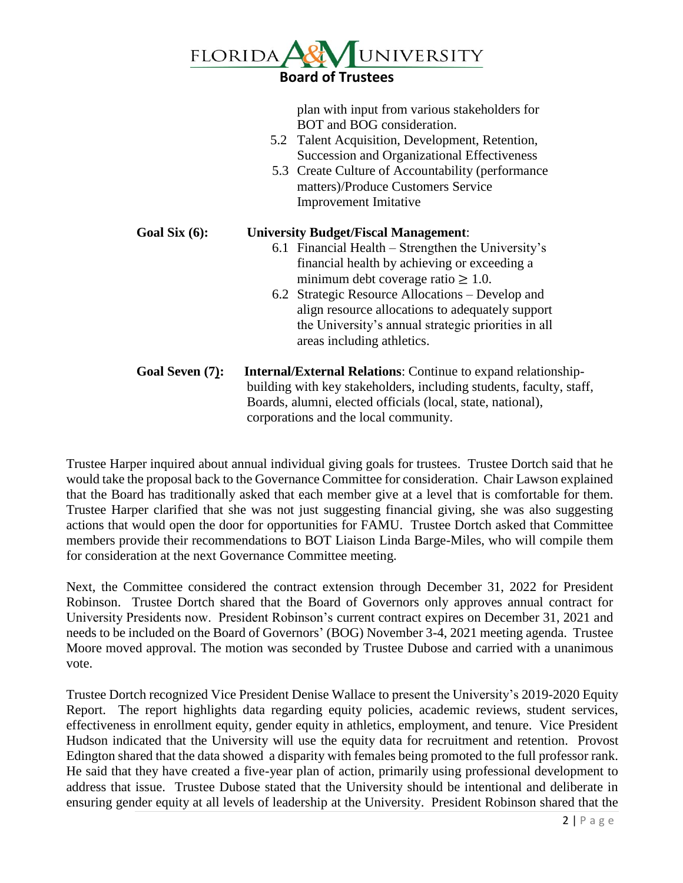plan with input from various stakeholders for BOT and BOG consideration.

5.2 Talent Acquisition, Development, Retention, Succession and Organizational Effectiveness

5.3 Create Culture of Accountability (performance matters)/Produce Customers Service Improvement Imitative

**Goal Six (6):** **University Budget/Fiscal Management**:

6.1 Financial Health – Strengthen the University's financial health by achieving or exceeding a minimum debt coverage ratio ≥ 1.0.

6.2 Strategic Resource Allocations – Develop and align resource allocations to adequately support the University's annual strategic priorities in all areas including athletics.

**Goal Seven (7):** **Internal/External Relations**: Continue to expand relationship-building with key stakeholders, including students, faculty, staff, Boards, alumni, elected officials (local, state, national), corporations and the local community.

Trustee Harper inquired about annual individual giving goals for trustees. Trustee Dortch said that he would take the proposal back to the Governance Committee for consideration. Chair Lawson explained that the Board has traditionally asked that each member give at a level that is comfortable for them. Trustee Harper clarified that she was not just suggesting financial giving, she was also suggesting actions that would open the door for opportunities for FAMU. Trustee Dortch asked that Committee members provide their recommendations to BOT Liaison Linda Barge-Miles, who will compile them for consideration at the next Governance Committee meeting.

Next, the Committee considered the contract extension through December 31, 2022 for President Robinson. Trustee Dortch shared that the Board of Governors only approves annual contract for University Presidents now. President Robinson's current contract expires on December 31, 2021 and needs to be included on the Board of Governors' (BOG) November 3-4, 2021 meeting agenda. Trustee Moore moved approval. The motion was seconded by Trustee Dubose and carried with a unanimous vote.

Trustee Dortch recognized Vice President Denise Wallace to present the University's 2019-2020 Equity Report. The report highlights data regarding equity policies, academic reviews, student services, effectiveness in enrollment equity, gender equity in athletics, employment, and tenure. Vice President Hudson indicated that the University will use the equity data for recruitment and retention. Provost Edington shared that the data showed a disparity with females being promoted to the full professor rank. He said that they have created a five-year plan of action, primarily using professional development to address that issue. Trustee Dubose stated that the University should be intentional and deliberate in ensuring gender equity at all levels of leadership at the University. President Robinson shared that the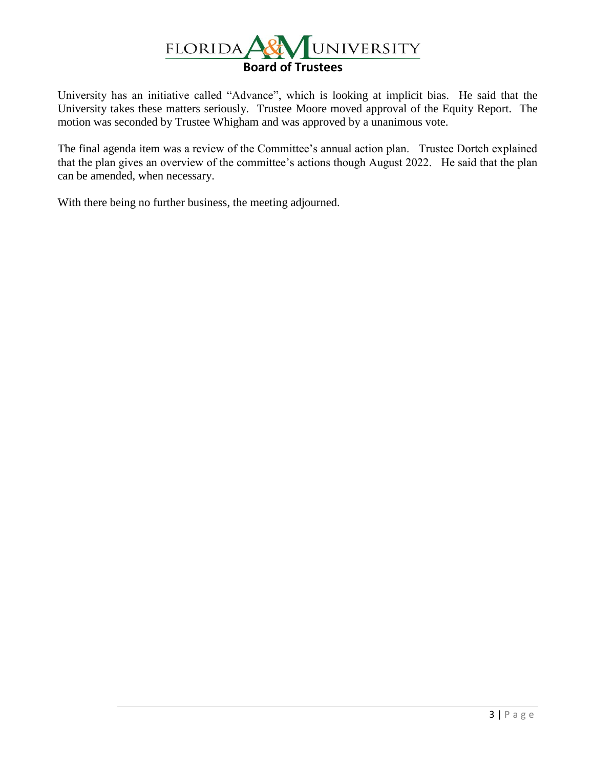University has an initiative called "Advance", which is looking at implicit bias. He said that the University takes these matters seriously. Trustee Moore moved approval of the Equity Report. The motion was seconded by Trustee Whigham and was approved by a unanimous vote.

The final agenda item was a review of the Committee's annual action plan. Trustee Dortch explained that the plan gives an overview of the committee's actions though August 2022. He said that the plan can be amended, when necessary.

With there being no further business, the meeting adjourned.